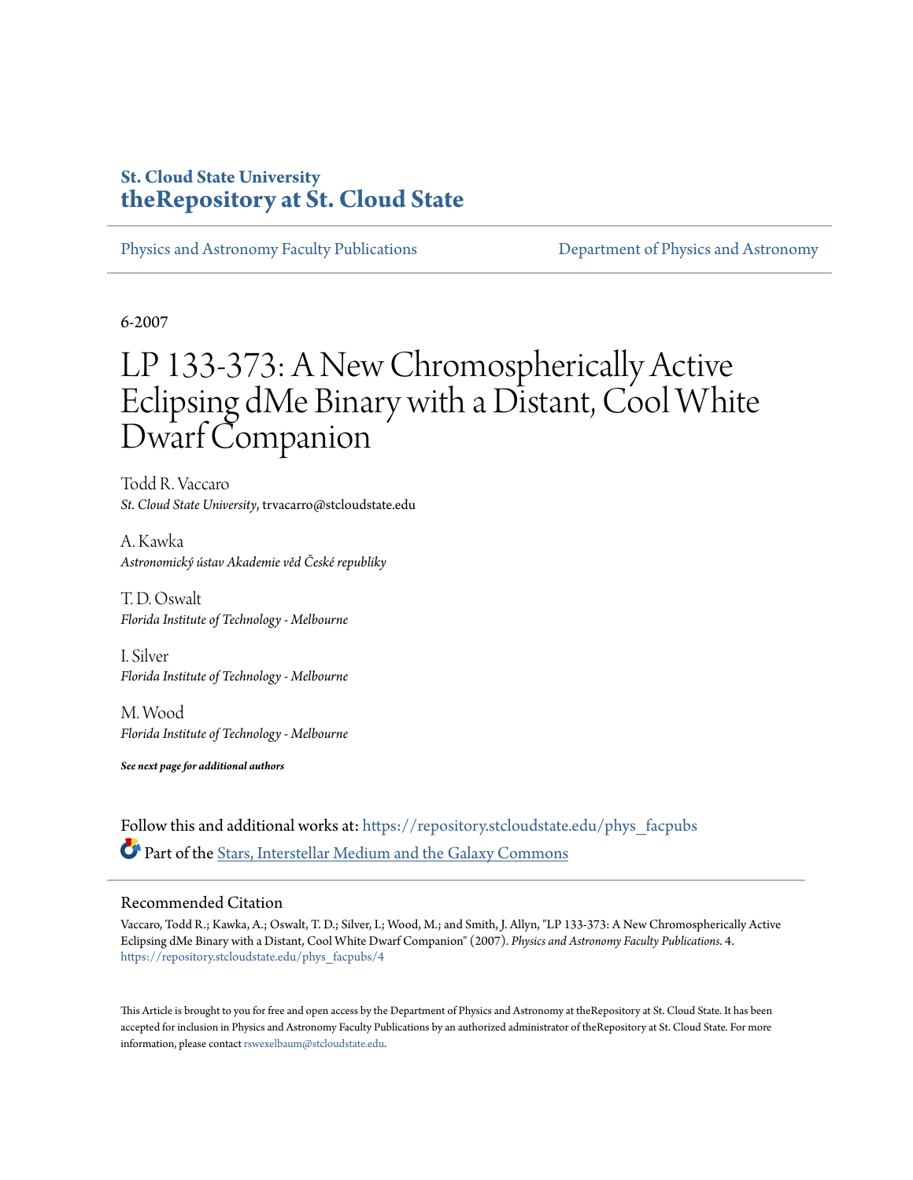**St. Cloud State University**
**theRepository at St. Cloud State**

Physics and Astronomy Faculty Publications | Department of Physics and Astronomy

6-2007

# LP 133-373: A New Chromospherically Active Eclipsing dMe Binary with a Distant, Cool White Dwarf Companion

Todd R. Vaccaro
*St. Cloud State University*, trvacarro@stcloudstate.edu

A. Kawka
*Astronomický ústav Akademie věd České republiky*

T. D. Oswalt
*Florida Institute of Technology - Melbourne*

I. Silver
*Florida Institute of Technology - Melbourne*

M. Wood
*Florida Institute of Technology - Melbourne*

***See next page for additional authors***

Follow this and additional works at: https://repository.stcloudstate.edu/phys_facpubs

Part of the Stars, Interstellar Medium and the Galaxy Commons

## Recommended Citation

Vaccaro, Todd R.; Kawka, A.; Oswalt, T. D.; Silver, I.; Wood, M.; and Smith, J. Allyn, "LP 133-373: A New Chromospherically Active Eclipsing dMe Binary with a Distant, Cool White Dwarf Companion" (2007). *Physics and Astronomy Faculty Publications*. 4.
https://repository.stcloudstate.edu/phys_facpubs/4

This Article is brought to you for free and open access by the Department of Physics and Astronomy at theRepository at St. Cloud State. It has been accepted for inclusion in Physics and Astronomy Faculty Publications by an authorized administrator of theRepository at St. Cloud State. For more information, please contact rswexelbaum@stcloudstate.edu.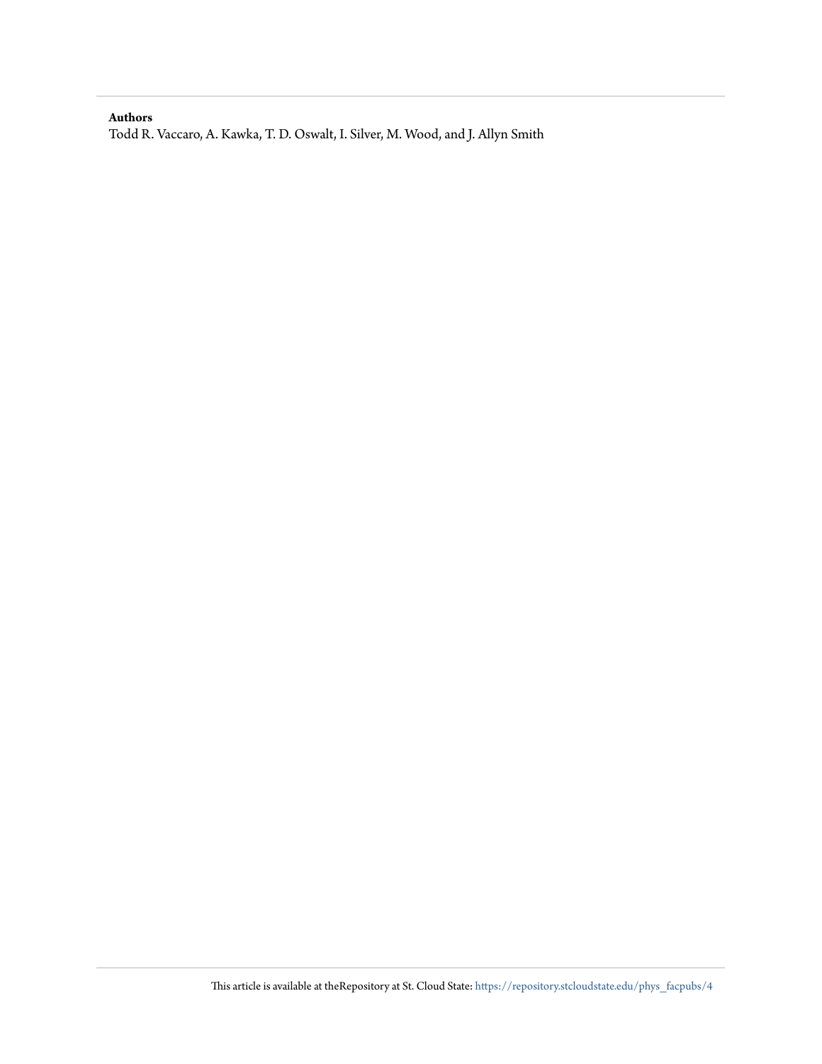**Authors**

Todd R. Vaccaro, A. Kawka, T. D. Oswalt, I. Silver, M. Wood, and J. Allyn Smith

This article is available at theRepository at St. Cloud State: https://repository.stcloudstate.edu/phys_facpubs/4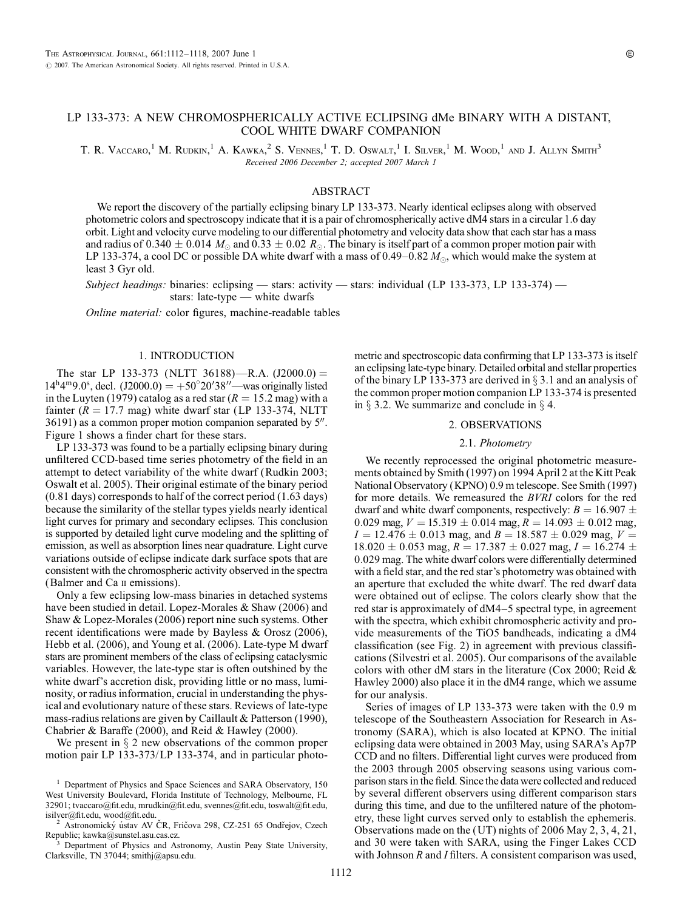# LP 133-373: A NEW CHROMOSPHERICALLY ACTIVE ECLIPSING dMe BINARY WITH A DISTANT, COOL WHITE DWARF COMPANION

T. R. Vaccaro,[1] M. Rudkin,[1] A. Kawka,[2] S. Vennes,[1] T. D. Oswalt,[1] I. Silver,[1] M. Wood,[1] and J. Allyn Smith[3]

*Received 2006 December 2; accepted 2007 March 1*

## ABSTRACT

We report the discovery of the partially eclipsing binary LP 133-373. Nearly identical eclipses along with observed photometric colors and spectroscopy indicate that it is a pair of chromospherically active dM4 stars in a circular 1.6 day orbit. Light and velocity curve modeling to our differential photometry and velocity data show that each star has a mass and radius of $0.340 \pm 0.014\ M_{\odot}$ and $0.33 \pm 0.02\ R_{\odot}$. The binary is itself part of a common proper motion pair with LP 133-374, a cool DC or possible DA white dwarf with a mass of 0.49–0.82 $M_{\odot}$, which would make the system at least 3 Gyr old.

*Subject headings:* binaries: eclipsing — stars: activity — stars: individual (LP 133-373, LP 133-374) — stars: late-type — white dwarfs

*Online material:* color figures, machine-readable tables

## 1. INTRODUCTION

The star LP 133-373 (NLTT 36188)—R.A. (J2000.0) = $14^{\rm h}4^{\rm m}9.0^{\rm s}$, decl. (J2000.0) = $+50^{\circ}20'38''$—was originally listed in the Luyten (1979) catalog as a red star ($R = 15.2$ mag) with a fainter ($R = 17.7$ mag) white dwarf star (LP 133-374, NLTT 36191) as a common proper motion companion separated by $5''$. Figure 1 shows a finder chart for these stars.

LP 133-373 was found to be a partially eclipsing binary during unfiltered CCD-based time series photometry of the field in an attempt to detect variability of the white dwarf (Rudkin 2003; Oswalt et al. 2005). Their original estimate of the binary period (0.81 days) corresponds to half of the correct period (1.63 days) because the similarity of the stellar types yields nearly identical light curves for primary and secondary eclipses. This conclusion is supported by detailed light curve modeling and the splitting of emission, as well as absorption lines near quadrature. Light curve variations outside of eclipse indicate dark surface spots that are consistent with the chromospheric activity observed in the spectra (Balmer and Ca II emissions).

Only a few eclipsing low-mass binaries in detached systems have been studied in detail. Lopez-Morales & Shaw (2006) and Shaw & Lopez-Morales (2006) report nine such systems. Other recent identifications were made by Bayless & Orosz (2006), Hebb et al. (2006), and Young et al. (2006). Late-type M dwarf stars are prominent members of the class of eclipsing cataclysmic variables. However, the late-type star is often outshined by the white dwarf's accretion disk, providing little or no mass, luminosity, or radius information, crucial in understanding the physical and evolutionary nature of these stars. Reviews of late-type mass-radius relations are given by Caillault & Patterson (1990), Chabrier & Baraffe (2000), and Reid & Hawley (2000).

We present in § 2 new observations of the common proper motion pair LP 133-373/LP 133-374, and in particular photometric and spectroscopic data confirming that LP 133-373 is itself an eclipsing late-type binary. Detailed orbital and stellar properties of the binary LP 133-373 are derived in § 3.1 and an analysis of the common proper motion companion LP 133-374 is presented in § 3.2. We summarize and conclude in § 4.

## 2. OBSERVATIONS

### 2.1. *Photometry*

We recently reprocessed the original photometric measurements obtained by Smith (1997) on 1994 April 2 at the Kitt Peak National Observatory (KPNO) 0.9 m telescope. See Smith (1997) for more details. We remeasured the *BVRI* colors for the red dwarf and white dwarf components, respectively: $B = 16.907 \pm 0.029$ mag, $V = 15.319 \pm 0.014$ mag, $R = 14.093 \pm 0.012$ mag, $I = 12.476 \pm 0.013$ mag, and $B = 18.587 \pm 0.029$ mag, $V = 18.020 \pm 0.053$ mag, $R = 17.387 \pm 0.027$ mag, $I = 16.274 \pm 0.029$ mag. The white dwarf colors were differentially determined with a field star, and the red star's photometry was obtained with an aperture that excluded the white dwarf. The red dwarf data were obtained out of eclipse. The colors clearly show that the red star is approximately of dM4–5 spectral type, in agreement with the spectra, which exhibit chromospheric activity and provide measurements of the TiO5 bandheads, indicating a dM4 classification (see Fig. 2) in agreement with previous classifications (Silvestri et al. 2005). Our comparisons of the available colors with other dM stars in the literature (Cox 2000; Reid & Hawley 2000) also place it in the dM4 range, which we assume for our analysis.

Series of images of LP 133-373 were taken with the 0.9 m telescope of the Southeastern Association for Research in Astronomy (SARA), which is also located at KPNO. The initial eclipsing data were obtained in 2003 May, using SARA's Ap7P CCD and no filters. Differential light curves were produced from the 2003 through 2005 observing seasons using various comparison stars in the field. Since the data were collected and reduced by several different observers using different comparison stars during this time, and due to the unfiltered nature of the photometry, these light curves served only to establish the ephemeris. Observations made on the (UT) nights of 2006 May 2, 3, 4, 21, and 30 were taken with SARA, using the Finger Lakes CCD with Johnson *R* and *I* filters. A consistent comparison was used,

---

[1] Department of Physics and Space Sciences and SARA Observatory, 150 West University Boulevard, Florida Institute of Technology, Melbourne, FL 32901; tvaccaro@fit.edu, mrudkin@fit.edu, svennes@fit.edu, toswalt@fit.edu, isilver@fit.edu, wood@fit.edu.

[2] Astronomický ústav AV ČR, Fričova 298, CZ-251 65 Ondřejov, Czech Republic; kawka@sunstel.asu.cas.cz.

[3] Department of Physics and Astronomy, Austin Peay State University, Clarksville, TN 37044; smithj@apsu.edu.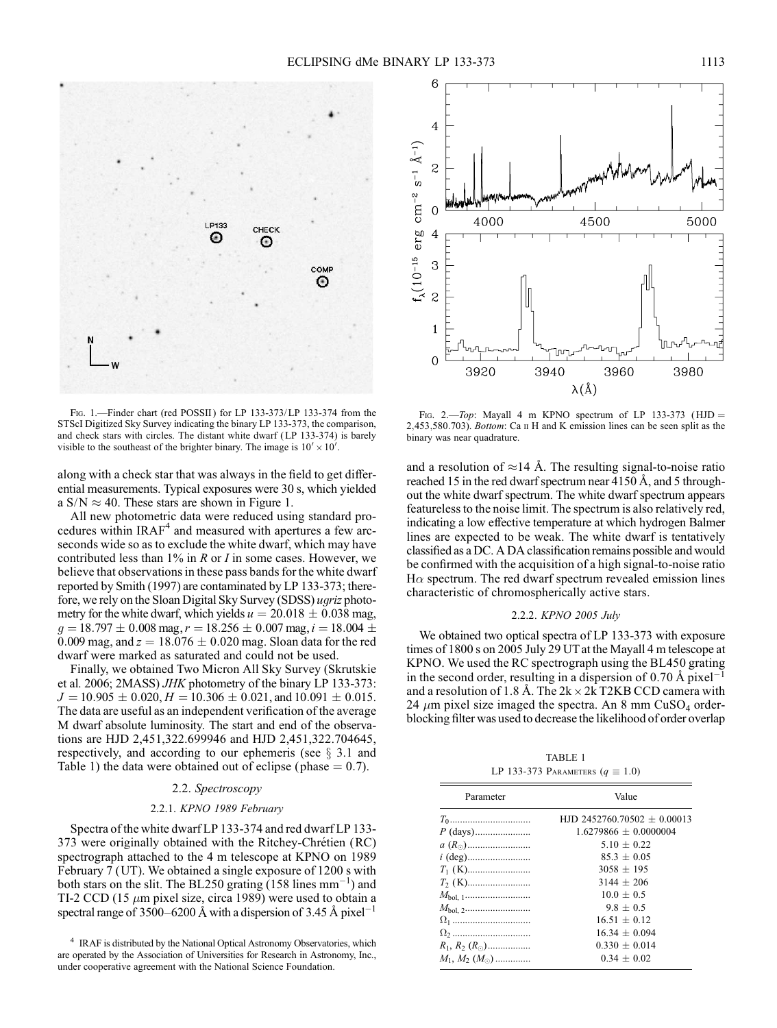FIG. 1.—Finder chart (red POSSII) for LP 133-373/LP 133-374 from the STScI Digitized Sky Survey indicating the binary LP 133-373, the comparison, and check stars with circles. The distant white dwarf (LP 133-374) is barely visible to the southeast of the brighter binary. The image is $10' \times 10'$.

FIG. 2.—*Top*: Mayall 4 m KPNO spectrum of LP 133-373 (HJD = 2,453,580.703). *Bottom*: Ca II H and K emission lines can be seen split as the binary was near quadrature.

along with a check star that was always in the field to get differential measurements. Typical exposures were 30 s, which yielded a S/N $\approx$ 40. These stars are shown in Figure 1.

All new photometric data were reduced using standard procedures within IRAF[4] and measured with apertures a few arcseconds wide so as to exclude the white dwarf, which may have contributed less than 1% in *R* or *I* in some cases. However, we believe that observations in these pass bands for the white dwarf reported by Smith (1997) are contaminated by LP 133-373; therefore, we rely on the Sloan Digital Sky Survey (SDSS) *ugriz* photometry for the white dwarf, which yields $u = 20.018 \pm 0.038$ mag, $g = 18.797 \pm 0.008$ mag, $r = 18.256 \pm 0.007$ mag, $i = 18.004 \pm 0.009$ mag, and $z = 18.076 \pm 0.020$ mag. Sloan data for the red dwarf were marked as saturated and could not be used.

Finally, we obtained Two Micron All Sky Survey (Skrutskie et al. 2006; 2MASS) *JHK* photometry of the binary LP 133-373: $J = 10.905 \pm 0.020$, $H = 10.306 \pm 0.021$, and $10.091 \pm 0.015$. The data are useful as an independent verification of the average M dwarf absolute luminosity. The start and end of the observations are HJD 2,451,322.699946 and HJD 2,451,322.704645, respectively, and according to our ephemeris (see § 3.1 and Table 1) the data were obtained out of eclipse (phase = 0.7).

### 2.2. *Spectroscopy*

#### 2.2.1. *KPNO 1989 February*

Spectra of the white dwarf LP 133-374 and red dwarf LP 133-373 were originally obtained with the Ritchey-Chrétien (RC) spectrograph attached to the 4 m telescope at KPNO on 1989 February 7 (UT). We obtained a single exposure of 1200 s with both stars on the slit. The BL250 grating (158 lines $\mathrm{mm^{-1}}$) and TI-2 CCD (15 $\mu$m pixel size, circa 1989) were used to obtain a spectral range of 3500–6200 Å with a dispersion of 3.45 Å $\mathrm{pixel^{-1}}$ and a resolution of $\approx$14 Å. The resulting signal-to-noise ratio reached 15 in the red dwarf spectrum near 4150 Å, and 5 throughout the white dwarf spectrum. The white dwarf spectrum appears featureless to the noise limit. The spectrum is also relatively red, indicating a low effective temperature at which hydrogen Balmer lines are expected to be weak. The white dwarf is tentatively classified as a DC. A DA classification remains possible and would be confirmed with the acquisition of a high signal-to-noise ratio H$\alpha$ spectrum. The red dwarf spectrum revealed emission lines characteristic of chromospherically active stars.

#### 2.2.2. *KPNO 2005 July*

We obtained two optical spectra of LP 133-373 with exposure times of 1800 s on 2005 July 29 UT at the Mayall 4 m telescope at KPNO. We used the RC spectrograph using the BL450 grating in the second order, resulting in a dispersion of 0.70 Å $\mathrm{pixel^{-1}}$ and a resolution of 1.8 Å. The 2k × 2k T2KB CCD camera with 24 $\mu$m pixel size imaged the spectra. An 8 mm $CuSO_4$ order-blocking filter was used to decrease the likelihood of order overlap

TABLE 1
LP 133-373 PARAMETERS ($q \equiv 1.0$)

| Parameter | Value |
|---|---|
| $T_0$ | HJD 2452760.70502 ± 0.00013 |
| $P$ (days) | 1.6279866 ± 0.0000004 |
| $a$ ($R_\odot$) | 5.10 ± 0.22 |
| $i$ (deg) | 85.3 ± 0.05 |
| $T_1$ (K) | 3058 ± 195 |
| $T_2$ (K) | 3144 ± 206 |
| $M_{\mathrm{bol},1}$ | 10.0 ± 0.5 |
| $M_{\mathrm{bol},2}$ | 9.8 ± 0.5 |
| $\Omega_1$ | 16.51 ± 0.12 |
| $\Omega_2$ | 16.34 ± 0.094 |
| $R_1$, $R_2$ ($R_\odot$) | 0.330 ± 0.014 |
| $M_1$, $M_2$ ($M_\odot$) | 0.34 ± 0.02 |

[4] IRAF is distributed by the National Optical Astronomy Observatories, which are operated by the Association of Universities for Research in Astronomy, Inc., under cooperative agreement with the National Science Foundation.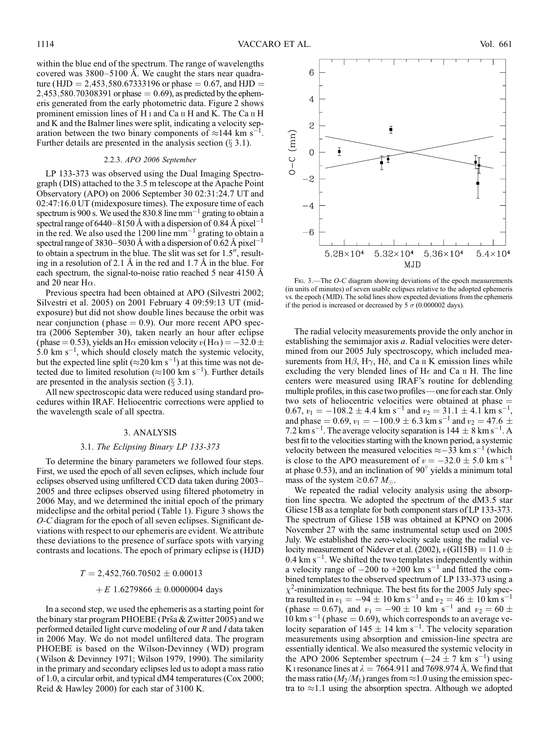within the blue end of the spectrum. The range of wavelengths covered was 3800–5100 Å. We caught the stars near quadrature (HJD = 2,453,580.67333196 or phase = 0.67, and HJD = 2,453,580.70308391 or phase = 0.69), as predicted by the ephemeris generated from the early photometric data. Figure 2 shows prominent emission lines of H I and Ca II H and K. The Ca II H and K and the Balmer lines were split, indicating a velocity separation between the two binary components of $\approx$144 km s$^{-1}$. Further details are presented in the analysis section (§ 3.1).

#### 2.2.3. *APO 2006 September*

LP 133-373 was observed using the Dual Imaging Spectrograph (DIS) attached to the 3.5 m telescope at the Apache Point Observatory (APO) on 2006 September 30 02:31:24.7 UT and 02:47:16.0 UT (midexposure times). The exposure time of each spectrum is 900 s. We used the 830.8 line mm$^{-1}$ grating to obtain a spectral range of 6440–8150 Å with a dispersion of 0.84 Å pixel$^{-1}$ in the red. We also used the 1200 line mm$^{-1}$ grating to obtain a spectral range of 3830–5030 Å with a dispersion of 0.62 Å pixel$^{-1}$ to obtain a spectrum in the blue. The slit was set for 1.5″, resulting in a resolution of 2.1 Å in the red and 1.7 Å in the blue. For each spectrum, the signal-to-noise ratio reached 5 near 4150 Å and 20 near H$\alpha$.

Previous spectra had been obtained at APO (Silvestri 2002; Silvestri et al. 2005) on 2001 February 4 09:59:13 UT (midexposure) but did not show double lines because the orbit was near conjunction (phase = 0.9). Our more recent APO spectra (2006 September 30), taken nearly an hour after eclipse (phase = 0.53), yields an H$\alpha$ emission velocity $v(\mathrm{H}\alpha) = -32.0 \pm 5.0$ km s$^{-1}$, which should closely match the systemic velocity, but the expected line split ($\approx$20 km s$^{-1}$) at this time was not detected due to limited resolution ($\approx$100 km s$^{-1}$). Further details are presented in the analysis section (§ 3.1).

All new spectroscopic data were reduced using standard procedures within IRAF. Heliocentric corrections were applied to the wavelength scale of all spectra.

## 3. ANALYSIS

### 3.1. *The Eclipsing Binary LP 133-373*

To determine the binary parameters we followed four steps. First, we used the epoch of all seven eclipses, which include four eclipses observed using unfiltered CCD data taken during 2003–2005 and three eclipses observed using filtered photometry in 2006 May, and we determined the initial epoch of the primary mideclipse and the orbital period (Table 1). Figure 3 shows the *O-C* diagram for the epoch of all seven eclipses. Significant deviations with respect to our ephemeris are evident. We attribute these deviations to the presence of surface spots with varying contrasts and locations. The epoch of primary eclipse is (HJD)

$$T = 2{,}452{,}760.70502 \pm 0.00013$$
$$+ E\ 1.6279866 \pm 0.0000004 \text{ days}$$

In a second step, we used the ephemeris as a starting point for the binary star program PHOEBE (Prša & Zwitter 2005) and we performed detailed light curve modeling of our *R* and *I* data taken in 2006 May. We do not model unfiltered data. The program PHOEBE is based on the Wilson-Devinney (WD) program (Wilson & Devinney 1971; Wilson 1979, 1990). The similarity in the primary and secondary eclipses led us to adopt a mass ratio of 1.0, a circular orbit, and typical dM4 temperatures (Cox 2000; Reid & Hawley 2000) for each star of 3100 K.

Fig. 3.—The *O-C* diagram showing deviations of the epoch measurements (in units of minutes) of seven usable eclipses relative to the adopted ephemeris vs. the epoch (MJD). The solid lines show expected deviations from the ephemeris if the period is increased or decreased by 5 $\sigma$ (0.000002 days).

The radial velocity measurements provide the only anchor in establishing the semimajor axis *a*. Radial velocities were determined from our 2005 July spectroscopy, which included measurements from H$\beta$, H$\gamma$, H$\delta$, and Ca II K emission lines while excluding the very blended lines of H$\epsilon$ and Ca II H. The line centers were measured using IRAF's routine for deblending multiple profiles, in this case two profiles—one for each star. Only two sets of heliocentric velocities were obtained at phase = 0.67, $v_1 = -108.2 \pm 4.4$ km s$^{-1}$ and $v_2 = 31.1 \pm 4.1$ km s$^{-1}$, and phase = 0.69, $v_1 = -100.9 \pm 6.3$ km s$^{-1}$ and $v_2 = 47.6 \pm 7.2$ km s$^{-1}$. The average velocity separation is $144 \pm 8$ km s$^{-1}$. A best fit to the velocities starting with the known period, a systemic velocity between the measured velocities $\approx -33$ km s$^{-1}$ (which is close to the APO measurement of $v = -32.0 \pm 5.0$ km s$^{-1}$ at phase 0.53), and an inclination of 90° yields a minimum total mass of the system $\gtrsim 0.67\ M_{\odot}$.

We repeated the radial velocity analysis using the absorption line spectra. We adopted the spectrum of the dM3.5 star Gliese 15B as a template for both component stars of LP 133-373. The spectrum of Gliese 15B was obtained at KPNO on 2006 November 27 with the same instrumental setup used on 2005 July. We established the zero-velocity scale using the radial velocity measurement of Nidever et al. (2002), $v(\mathrm{Gl15B}) = 11.0 \pm 0.4$ km s$^{-1}$. We shifted the two templates independently within a velocity range of $-200$ to $+200$ km s$^{-1}$ and fitted the combined templates to the observed spectrum of LP 133-373 using a $\chi^2$-minimization technique. The best fits for the 2005 July spectra resulted in $v_1 = -94 \pm 10$ km s$^{-1}$ and $v_2 = 46 \pm 10$ km s$^{-1}$ (phase = 0.67), and $v_1 = -90 \pm 10$ km s$^{-1}$ and $v_2 = 60 \pm 10$ km s$^{-1}$ (phase = 0.69), which corresponds to an average velocity separation of $145 \pm 14$ km s$^{-1}$. The velocity separation measurements using absorption and emission-line spectra are essentially identical. We also measured the systemic velocity in the APO 2006 September spectrum ($-24 \pm 7$ km s$^{-1}$) using K I resonance lines at $\lambda = 7664.911$ and 7698.974 Å. We find that the mass ratio ($M_2/M_1$) ranges from $\approx$1.0 using the emission spectra to $\approx$1.1 using the absorption spectra. Although we adopted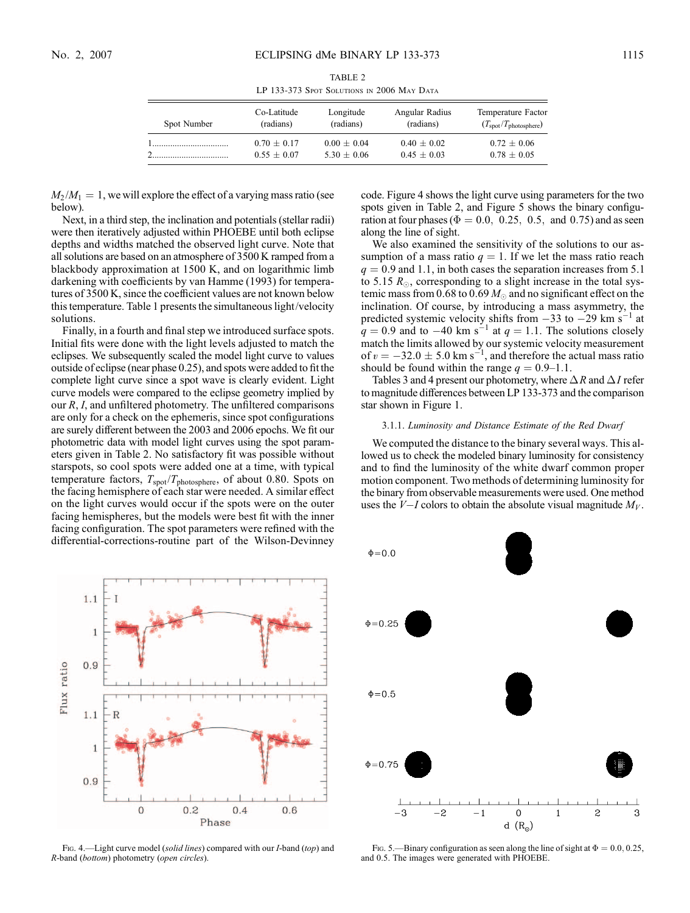TABLE 2

LP 133-373 Spot Solutions in 2006 May Data

| Spot Number | Co-Latitude (radians) | Longitude (radians) | Angular Radius (radians) | Temperature Factor ($T_{spot}/T_{photosphere}$) |
|---|---|---|---|---|
| 1 | 0.70 ± 0.17 | 0.00 ± 0.04 | 0.40 ± 0.02 | 0.72 ± 0.06 |
| 2 | 0.55 ± 0.07 | 5.30 ± 0.06 | 0.45 ± 0.03 | 0.78 ± 0.05 |

$M_2/M_1 = 1$, we will explore the effect of a varying mass ratio (see below).

Next, in a third step, the inclination and potentials (stellar radii) were then iteratively adjusted within PHOEBE until both eclipse depths and widths matched the observed light curve. Note that all solutions are based on an atmosphere of 3500 K ramped from a blackbody approximation at 1500 K, and on logarithmic limb darkening with coefficients by van Hamme (1993) for temperatures of 3500 K, since the coefficient values are not known below this temperature. Table 1 presents the simultaneous light/velocity solutions.

Finally, in a fourth and final step we introduced surface spots. Initial fits were done with the light levels adjusted to match the eclipses. We subsequently scaled the model light curve to values outside of eclipse (near phase 0.25), and spots were added to fit the complete light curve since a spot wave is clearly evident. Light curve models were compared to the eclipse geometry implied by our $R$, $I$, and unfiltered photometry. The unfiltered comparisons are only for a check on the ephemeris, since spot configurations are surely different between the 2003 and 2006 epochs. We fit our photometric data with model light curves using the spot parameters given in Table 2. No satisfactory fit was possible without starspots, so cool spots were added one at a time, with typical temperature factors, $T_{spot}/T_{photosphere}$, of about 0.80. Spots on the facing hemisphere of each star were needed. A similar effect on the light curves would occur if the spots were on the outer facing hemispheres, but the models were best fit with the inner facing configuration. The spot parameters were refined with the differential-corrections-routine part of the Wilson-Devinney code. Figure 4 shows the light curve using parameters for the two spots given in Table 2, and Figure 5 shows the binary configuration at four phases ($\Phi = 0.0,\ 0.25,\ 0.5,$ and $0.75$) and as seen along the line of sight.

We also examined the sensitivity of the solutions to our assumption of a mass ratio $q = 1$. If we let the mass ratio reach $q = 0.9$ and 1.1, in both cases the separation increases from 5.1 to 5.15 $R_\odot$, corresponding to a slight increase in the total systemic mass from 0.68 to 0.69 $M_\odot$ and no significant effect on the inclination. Of course, by introducing a mass asymmetry, the predicted systemic velocity shifts from $-33$ to $-29$ km s$^{-1}$ at $q = 0.9$ and to $-40$ km s$^{-1}$ at $q = 1.1$. The solutions closely match the limits allowed by our systemic velocity measurement of $v = -32.0 \pm 5.0$ km s$^{-1}$, and therefore the actual mass ratio should be found within the range $q = 0.9$–1.1.

Tables 3 and 4 present our photometry, where $\Delta R$ and $\Delta I$ refer to magnitude differences between LP 133-373 and the comparison star shown in Figure 1.

#### 3.1.1. *Luminosity and Distance Estimate of the Red Dwarf*

We computed the distance to the binary several ways. This allowed us to check the modeled binary luminosity for consistency and to find the luminosity of the white dwarf common proper motion component. Two methods of determining luminosity for the binary from observable measurements were used. One method uses the $V-I$ colors to obtain the absolute visual magnitude $M_V$.

Fig. 4.—Light curve model (*solid lines*) compared with our *I*-band (*top*) and *R*-band (*bottom*) photometry (*open circles*).

Fig. 5.—Binary configuration as seen along the line of sight at $\Phi = 0.0$, 0.25, and 0.5. The images were generated with PHOEBE.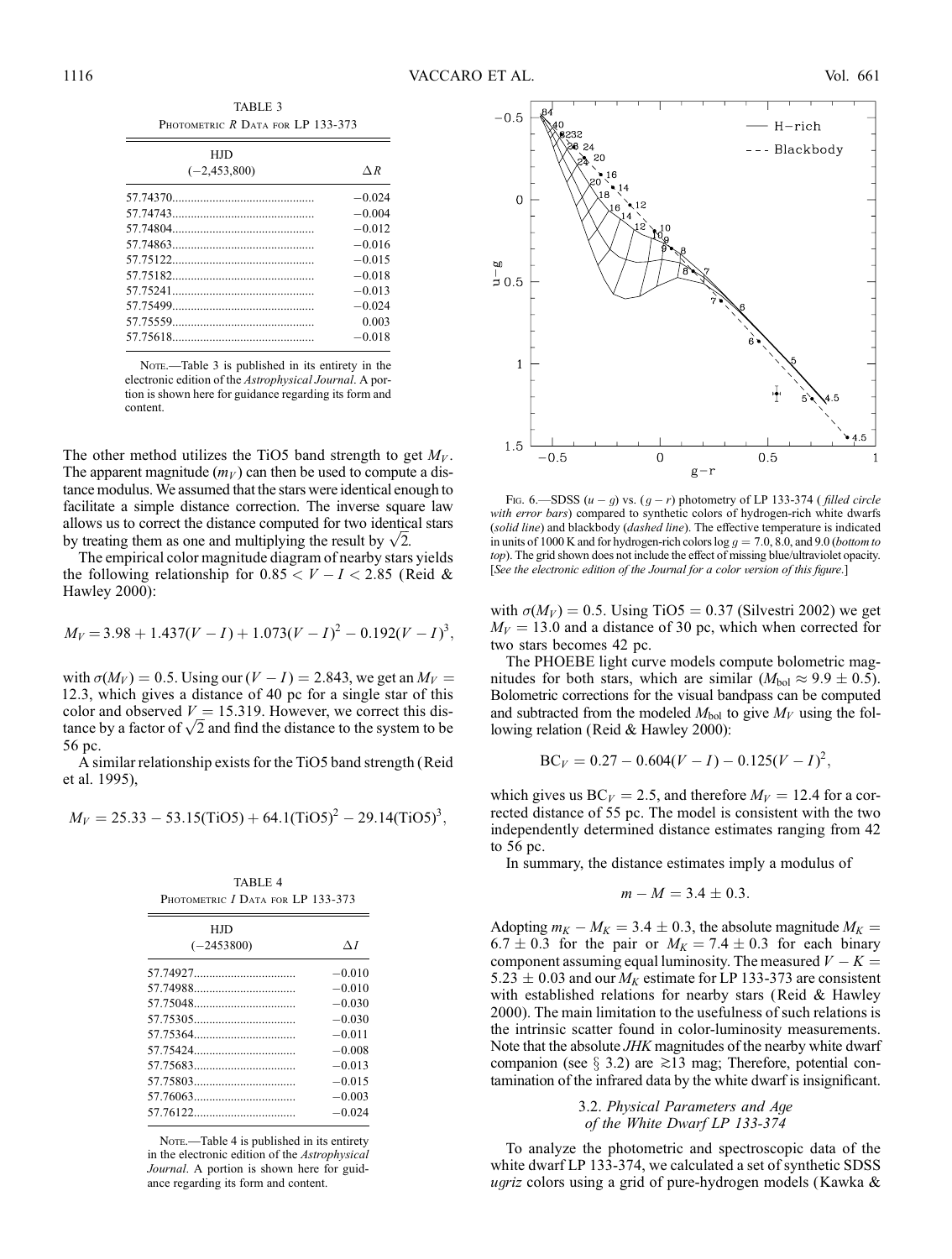TABLE 3
Photometric R Data for LP 133-373

| HJD (−2,453,800) | $\Delta R$ |
|---|---|
| 57.74370 | −0.024 |
| 57.74743 | −0.004 |
| 57.74804 | −0.012 |
| 57.74863 | −0.016 |
| 57.75122 | −0.015 |
| 57.75182 | −0.018 |
| 57.75241 | −0.013 |
| 57.75499 | −0.024 |
| 57.75559 | 0.003 |
| 57.75618 | −0.018 |

Note.—Table 3 is published in its entirety in the electronic edition of the *Astrophysical Journal*. A portion is shown here for guidance regarding its form and content.

The other method utilizes the TiO5 band strength to get $M_V$. The apparent magnitude ($m_V$) can then be used to compute a distance modulus. We assumed that the stars were identical enough to facilitate a simple distance correction. The inverse square law allows us to correct the distance computed for two identical stars by treating them as one and multiplying the result by $\sqrt{2}$.

The empirical color magnitude diagram of nearby stars yields the following relationship for $0.85 < V - I < 2.85$ (Reid & Hawley 2000):

$$M_V = 3.98 + 1.437(V - I) + 1.073(V - I)^2 - 0.192(V - I)^3,$$

with $\sigma(M_V) = 0.5$. Using our $(V - I) = 2.843$, we get an $M_V = 12.3$, which gives a distance of 40 pc for a single star of this color and observed $V = 15.319$. However, we correct this distance by a factor of $\sqrt{2}$ and find the distance to the system to be 56 pc.

A similar relationship exists for the TiO5 band strength (Reid et al. 1995),

$$M_V = 25.33 - 53.15(\mathrm{TiO5}) + 64.1(\mathrm{TiO5})^2 - 29.14(\mathrm{TiO5})^3,$$

TABLE 4
Photometric I Data for LP 133-373

| HJD (−2453800) | $\Delta I$ |
|---|---|
| 57.74927 | −0.010 |
| 57.74988 | −0.010 |
| 57.75048 | −0.030 |
| 57.75305 | −0.030 |
| 57.75364 | −0.011 |
| 57.75424 | −0.008 |
| 57.75683 | −0.013 |
| 57.75803 | −0.015 |
| 57.76063 | −0.003 |
| 57.76122 | −0.024 |

Note.—Table 4 is published in its entirety in the electronic edition of the *Astrophysical Journal*. A portion is shown here for guidance regarding its form and content.

Fig. 6.—SDSS $(u - g)$ vs. $(g - r)$ photometry of LP 133-374 (*filled circle with error bars*) compared to synthetic colors of hydrogen-rich white dwarfs (*solid line*) and blackbody (*dashed line*). The effective temperature is indicated in units of 1000 K and for hydrogen-rich colors log $g$ = 7.0, 8.0, and 9.0 (*bottom to top*). The grid shown does not include the effect of missing blue/ultraviolet opacity. [*See the electronic edition of the Journal for a color version of this figure.*]

with $\sigma(M_V) = 0.5$. Using TiO5 = 0.37 (Silvestri 2002) we get $M_V = 13.0$ and a distance of 30 pc, which when corrected for two stars becomes 42 pc.

The PHOEBE light curve models compute bolometric magnitudes for both stars, which are similar ($M_{\mathrm{bol}} \approx 9.9 \pm 0.5$). Bolometric corrections for the visual bandpass can be computed and subtracted from the modeled $M_{\mathrm{bol}}$ to give $M_V$ using the following relation (Reid & Hawley 2000):

$$\mathrm{BC}_V = 0.27 - 0.604(V - I) - 0.125(V - I)^2,$$

which gives us $\mathrm{BC}_V = 2.5$, and therefore $M_V = 12.4$ for a corrected distance of 55 pc. The model is consistent with the two independently determined distance estimates ranging from 42 to 56 pc.

In summary, the distance estimates imply a modulus of

$$m - M = 3.4 \pm 0.3.$$

Adopting $m_K - M_K = 3.4 \pm 0.3$, the absolute magnitude $M_K = 6.7 \pm 0.3$ for the pair or $M_K = 7.4 \pm 0.3$ for each binary component assuming equal luminosity. The measured $V - K = 5.23 \pm 0.03$ and our $M_K$ estimate for LP 133-373 are consistent with established relations for nearby stars (Reid & Hawley 2000). The main limitation to the usefulness of such relations is the intrinsic scatter found in color-luminosity measurements. Note that the absolute *JHK* magnitudes of the nearby white dwarf companion (see § 3.2) are ≳13 mag; Therefore, potential contamination of the infrared data by the white dwarf is insignificant.

### 3.2. *Physical Parameters and Age of the White Dwarf LP 133-374*

To analyze the photometric and spectroscopic data of the white dwarf LP 133-374, we calculated a set of synthetic SDSS *ugriz* colors using a grid of pure-hydrogen models (Kawka &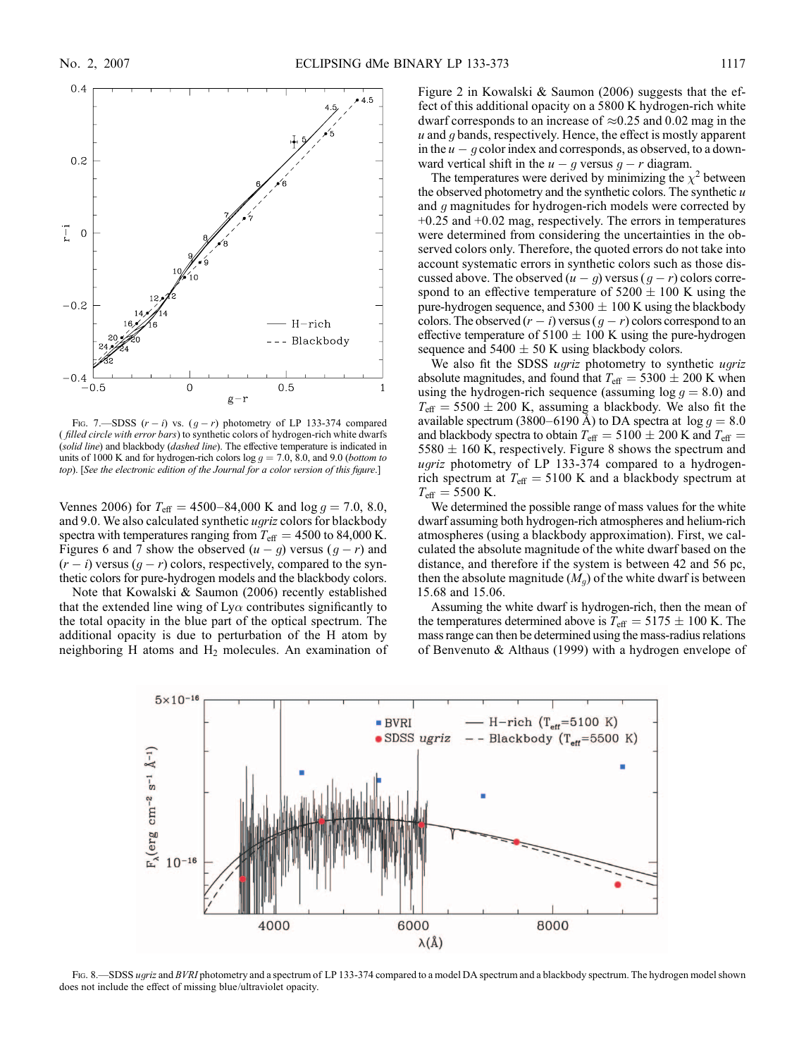FIG. 7.—SDSS $(r - i)$ vs. $(g - r)$ photometry of LP 133-374 compared (*filled circle with error bars*) to synthetic colors of hydrogen-rich white dwarfs (*solid line*) and blackbody (*dashed line*). The effective temperature is indicated in units of 1000 K and for hydrogen-rich colors $\log g = 7.0$, 8.0, and 9.0 (*bottom to top*). [*See the electronic edition of the Journal for a color version of this figure.*]

Vennes 2006) for $T_{\rm eff} = 4500$–84,000 K and $\log g = 7.0$, 8.0, and 9.0. We also calculated synthetic *ugriz* colors for blackbody spectra with temperatures ranging from $T_{\rm eff} = 4500$ to 84,000 K. Figures 6 and 7 show the observed $(u - g)$ versus $(g - r)$ and $(r - i)$ versus $(g - r)$ colors, respectively, compared to the synthetic colors for pure-hydrogen models and the blackbody colors.

Note that Kowalski & Saumon (2006) recently established that the extended line wing of Ly$\alpha$ contributes significantly to the total opacity in the blue part of the optical spectrum. The additional opacity is due to perturbation of the H atom by neighboring H atoms and $H_2$ molecules. An examination of Figure 2 in Kowalski & Saumon (2006) suggests that the effect of this additional opacity on a 5800 K hydrogen-rich white dwarf corresponds to an increase of $\approx$0.25 and 0.02 mag in the $u$ and $g$ bands, respectively. Hence, the effect is mostly apparent in the $u - g$ color index and corresponds, as observed, to a downward vertical shift in the $u - g$ versus $g - r$ diagram.

The temperatures were derived by minimizing the $\chi^2$ between the observed photometry and the synthetic colors. The synthetic $u$ and $g$ magnitudes for hydrogen-rich models were corrected by +0.25 and +0.02 mag, respectively. The errors in temperatures were determined from considering the uncertainties in the observed colors only. Therefore, the quoted errors do not take into account systematic errors in synthetic colors such as those discussed above. The observed $(u - g)$ versus $(g - r)$ colors correspond to an effective temperature of 5200 $\pm$ 100 K using the pure-hydrogen sequence, and 5300 $\pm$ 100 K using the blackbody colors. The observed $(r - i)$ versus $(g - r)$ colors correspond to an effective temperature of 5100 $\pm$ 100 K using the pure-hydrogen sequence and 5400 $\pm$ 50 K using blackbody colors.

We also fit the SDSS *ugriz* photometry to synthetic *ugriz* absolute magnitudes, and found that $T_{\rm eff} = 5300 \pm 200$ K when using the hydrogen-rich sequence (assuming $\log g = 8.0$) and $T_{\rm eff} = 5500 \pm 200$ K, assuming a blackbody. We also fit the available spectrum (3800–6190 Å) to DA spectra at $\log g = 8.0$ and blackbody spectra to obtain $T_{\rm eff} = 5100 \pm 200$ K and $T_{\rm eff} = 5580 \pm 160$ K, respectively. Figure 8 shows the spectrum and *ugriz* photometry of LP 133-374 compared to a hydrogen-rich spectrum at $T_{\rm eff} = 5100$ K and a blackbody spectrum at $T_{\rm eff} = 5500$ K.

We determined the possible range of mass values for the white dwarf assuming both hydrogen-rich atmospheres and helium-rich atmospheres (using a blackbody approximation). First, we calculated the absolute magnitude of the white dwarf based on the distance, and therefore if the system is between 42 and 56 pc, then the absolute magnitude ($M_g$) of the white dwarf is between 15.68 and 15.06.

Assuming the white dwarf is hydrogen-rich, then the mean of the temperatures determined above is $T_{\rm eff} = 5175 \pm 100$ K. The mass range can then be determined using the mass-radius relations of Benvenuto & Althaus (1999) with a hydrogen envelope of

FIG. 8.—SDSS *ugriz* and *BVRI* photometry and a spectrum of LP 133-374 compared to a model DA spectrum and a blackbody spectrum. The hydrogen model shown does not include the effect of missing blue/ultraviolet opacity.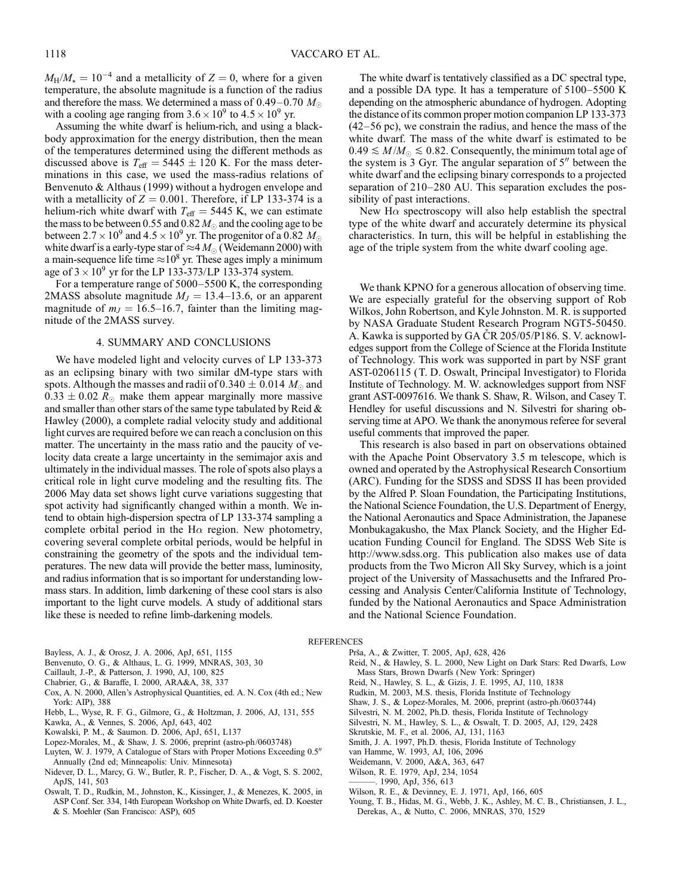$M_H/M_\star = 10^{-4}$ and a metallicity of $Z = 0$, where for a given temperature, the absolute magnitude is a function of the radius and therefore the mass. We determined a mass of 0.49–0.70 $M_\odot$ with a cooling age ranging from $3.6 \times 10^9$ to $4.5 \times 10^9$ yr.

Assuming the white dwarf is helium-rich, and using a blackbody approximation for the energy distribution, then the mean of the temperatures determined using the different methods as discussed above is $T_{\rm eff} = 5445 \pm 120$ K. For the mass determinations in this case, we used the mass-radius relations of Benvenuto & Althaus (1999) without a hydrogen envelope and with a metallicity of $Z = 0.001$. Therefore, if LP 133-374 is a helium-rich white dwarf with $T_{\rm eff} = 5445$ K, we can estimate the mass to be between 0.55 and 0.82 $M_\odot$ and the cooling age to be between $2.7 \times 10^9$ and $4.5 \times 10^9$ yr. The progenitor of a 0.82 $M_\odot$ white dwarf is a early-type star of $\approx 4\,M_\odot$ (Weidemann 2000) with a main-sequence life time $\approx 10^8$ yr. These ages imply a minimum age of $3 \times 10^9$ yr for the LP 133-373/LP 133-374 system.

For a temperature range of 5000–5500 K, the corresponding 2MASS absolute magnitude $M_J = 13.4$–13.6, or an apparent magnitude of $m_J = 16.5$–16.7, fainter than the limiting magnitude of the 2MASS survey.

## 4. SUMMARY AND CONCLUSIONS

We have modeled light and velocity curves of LP 133-373 as an eclipsing binary with two similar dM-type stars with spots. Although the masses and radii of $0.340 \pm 0.014\,M_\odot$ and $0.33 \pm 0.02\,R_\odot$ make them appear marginally more massive and smaller than other stars of the same type tabulated by Reid & Hawley (2000), a complete radial velocity study and additional light curves are required before we can reach a conclusion on this matter. The uncertainty in the mass ratio and the paucity of velocity data create a large uncertainty in the semimajor axis and ultimately in the individual masses. The role of spots also plays a critical role in light curve modeling and the resulting fits. The 2006 May data set shows light curve variations suggesting that spot activity had significantly changed within a month. We intend to obtain high-dispersion spectra of LP 133-374 sampling a complete orbital period in the H$\alpha$ region. New photometry, covering several complete orbital periods, would be helpful in constraining the geometry of the spots and the individual temperatures. The new data will provide the better mass, luminosity, and radius information that is so important for understanding low-mass stars. In addition, limb darkening of these cool stars is also important to the light curve models. A study of additional stars like these is needed to refine limb-darkening models.

The white dwarf is tentatively classified as a DC spectral type, and a possible DA type. It has a temperature of 5100–5500 K depending on the atmospheric abundance of hydrogen. Adopting the distance of its common proper motion companion LP 133-373 (42–56 pc), we constrain the radius, and hence the mass of the white dwarf. The mass of the white dwarf is estimated to be $0.49 \lesssim M/M_\odot \lesssim 0.82$. Consequently, the minimum total age of the system is 3 Gyr. The angular separation of 5″ between the white dwarf and the eclipsing binary corresponds to a projected separation of 210–280 AU. This separation excludes the possibility of past interactions.

New H$\alpha$ spectroscopy will also help establish the spectral type of the white dwarf and accurately determine its physical characteristics. In turn, this will be helpful in establishing the age of the triple system from the white dwarf cooling age.

We thank KPNO for a generous allocation of observing time. We are especially grateful for the observing support of Rob Wilkos, John Robertson, and Kyle Johnston. M. R. is supported by NASA Graduate Student Research Program NGT5-50450. A. Kawka is supported by GA ČR 205/05/P186. S. V. acknowledges support from the College of Science at the Florida Institute of Technology. This work was supported in part by NSF grant AST-0206115 (T. D. Oswalt, Principal Investigator) to Florida Institute of Technology. M. W. acknowledges support from NSF grant AST-0097616. We thank S. Shaw, R. Wilson, and Casey T. Hendley for useful discussions and N. Silvestri for sharing observing time at APO. We thank the anonymous referee for several useful comments that improved the paper.

This research is also based in part on observations obtained with the Apache Point Observatory 3.5 m telescope, which is owned and operated by the Astrophysical Research Consortium (ARC). Funding for the SDSS and SDSS II has been provided by the Alfred P. Sloan Foundation, the Participating Institutions, the National Science Foundation, the U.S. Department of Energy, the National Aeronautics and Space Administration, the Japanese Monbukagakusho, the Max Planck Society, and the Higher Education Funding Council for England. The SDSS Web Site is http://www.sdss.org. This publication also makes use of data products from the Two Micron All Sky Survey, which is a joint project of the University of Massachusetts and the Infrared Processing and Analysis Center/California Institute of Technology, funded by the National Aeronautics and Space Administration and the National Science Foundation.

## REFERENCES

Bayless, A. J., & Orosz, J. A. 2006, ApJ, 651, 1155
Benvenuto, O. G., & Althaus, L. G. 1999, MNRAS, 303, 30
Caillault, J.-P., & Patterson, J. 1990, AJ, 100, 825
Chabrier, G., & Baraffe, I. 2000, ARA&A, 38, 337
Cox, A. N. 2000, Allen's Astrophysical Quantities, ed. A. N. Cox (4th ed.; New York: AIP), 388
Hebb, L., Wyse, R. F. G., Gilmore, G., & Holtzman, J. 2006, AJ, 131, 555
Kawka, A., & Vennes, S. 2006, ApJ, 643, 402
Kowalski, P. M., & Saumon. D. 2006, ApJ, 651, L137
Lopez-Morales, M., & Shaw, J. S. 2006, preprint (astro-ph/0603748)
Luyten, W. J. 1979, A Catalogue of Stars with Proper Motions Exceeding 0.5″ Annually (2nd ed; Minneapolis: Univ. Minnesota)
Nidever, D. L., Marcy, G. W., Butler, R. P., Fischer, D. A., & Vogt, S. S. 2002, ApJS, 141, 503
Oswalt, T. D., Rudkin, M., Johnston, K., Kissinger, J., & Menezes, K. 2005, in ASP Conf. Ser. 334, 14th European Workshop on White Dwarfs, ed. D. Koester & S. Moehler (San Francisco: ASP), 605
Prša, A., & Zwitter, T. 2005, ApJ, 628, 426
Reid, N., & Hawley, S. L. 2000, New Light on Dark Stars: Red Dwarfs, Low Mass Stars, Brown Dwarfs (New York: Springer)
Reid, N., Hawley, S. L., & Gizis, J. E. 1995, AJ, 110, 1838
Rudkin, M. 2003, M.S. thesis, Florida Institute of Technology
Shaw, J. S., & Lopez-Morales, M. 2006, preprint (astro-ph/0603744)
Silvestri, N. M. 2002, Ph.D. thesis, Florida Institute of Technology
Silvestri, N. M., Hawley, S. L., & Oswalt, T. D. 2005, AJ, 129, 2428
Skrutskie, M. F., et al. 2006, AJ, 131, 1163
Smith, J. A. 1997, Ph.D. thesis, Florida Institute of Technology
van Hamme, W. 1993, AJ, 106, 2096
Weidemann, V. 2000, A&A, 363, 647
Wilson, R. E. 1979, ApJ, 234, 1054
———. 1990, ApJ, 356, 613
Wilson, R. E., & Devinney, E. J. 1971, ApJ, 166, 605
Young, T. B., Hidas, M. G., Webb, J. K., Ashley, M. C. B., Christiansen, J. L., Derekas, A., & Nutto, C. 2006, MNRAS, 370, 1529